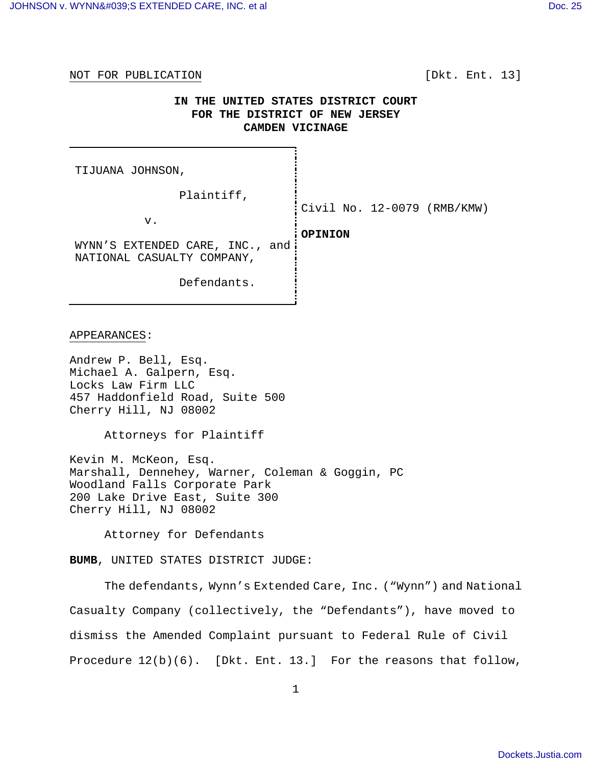NOT FOR PUBLICATION [Dkt. Ent. 13]

**IN THE UNITED STATES DISTRICT COURT**
**FOR THE DISTRICT OF NEW JERSEY**
**CAMDEN VICINAGE**

| | |
|---|---|
| TIJUANA JOHNSON,<br><br>Plaintiff,<br><br>v.<br><br>WYNN'S EXTENDED CARE, INC., and NATIONAL CASUALTY COMPANY,<br><br>Defendants. | Civil No. 12-0079 (RMB/KMW)<br><br>**OPINION** |

APPEARANCES:

Andrew P. Bell, Esq.
Michael A. Galpern, Esq.
Locks Law Firm LLC
457 Haddonfield Road, Suite 500
Cherry Hill, NJ 08002

Attorneys for Plaintiff

Kevin M. McKeon, Esq.
Marshall, Dennehey, Warner, Coleman & Goggin, PC
Woodland Falls Corporate Park
200 Lake Drive East, Suite 300
Cherry Hill, NJ 08002

Attorney for Defendants

**BUMB**, UNITED STATES DISTRICT JUDGE:

The defendants, Wynn's Extended Care, Inc. ("Wynn") and National Casualty Company (collectively, the "Defendants"), have moved to dismiss the Amended Complaint pursuant to Federal Rule of Civil Procedure 12(b)(6). [Dkt. Ent. 13.] For the reasons that follow,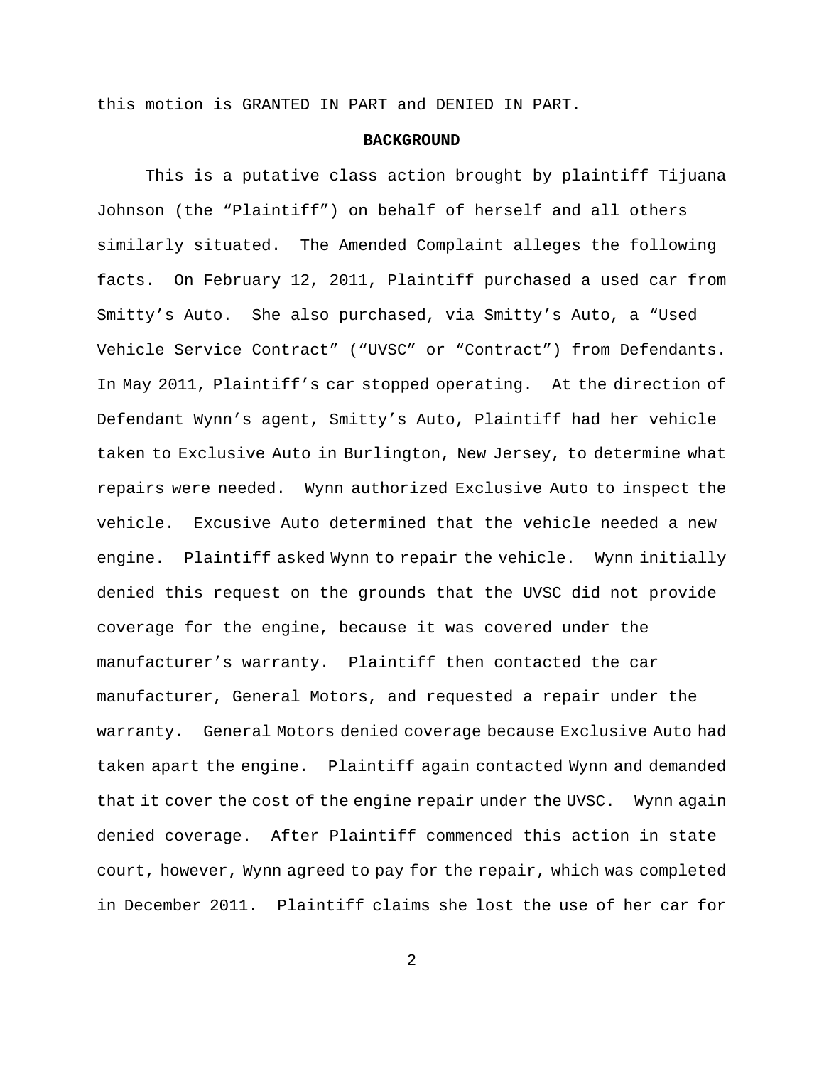this motion is GRANTED IN PART and DENIED IN PART.

## BACKGROUND

This is a putative class action brought by plaintiff Tijuana Johnson (the "Plaintiff") on behalf of herself and all others similarly situated. The Amended Complaint alleges the following facts. On February 12, 2011, Plaintiff purchased a used car from Smitty's Auto. She also purchased, via Smitty's Auto, a "Used Vehicle Service Contract" ("UVSC" or "Contract") from Defendants. In May 2011, Plaintiff's car stopped operating. At the direction of Defendant Wynn's agent, Smitty's Auto, Plaintiff had her vehicle taken to Exclusive Auto in Burlington, New Jersey, to determine what repairs were needed. Wynn authorized Exclusive Auto to inspect the vehicle. Excusive Auto determined that the vehicle needed a new engine. Plaintiff asked Wynn to repair the vehicle. Wynn initially denied this request on the grounds that the UVSC did not provide coverage for the engine, because it was covered under the manufacturer's warranty. Plaintiff then contacted the car manufacturer, General Motors, and requested a repair under the warranty. General Motors denied coverage because Exclusive Auto had taken apart the engine. Plaintiff again contacted Wynn and demanded that it cover the cost of the engine repair under the UVSC. Wynn again denied coverage. After Plaintiff commenced this action in state court, however, Wynn agreed to pay for the repair, which was completed in December 2011. Plaintiff claims she lost the use of her car for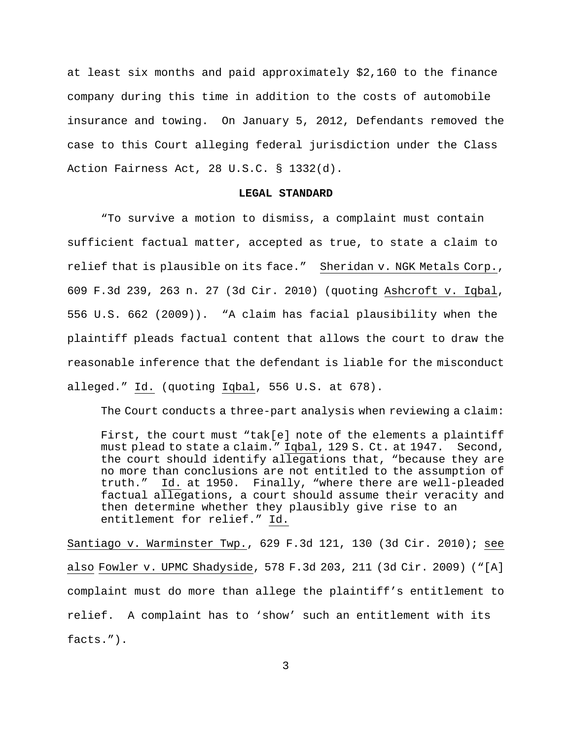at least six months and paid approximately $2,160 to the finance company during this time in addition to the costs of automobile insurance and towing. On January 5, 2012, Defendants removed the case to this Court alleging federal jurisdiction under the Class Action Fairness Act, 28 U.S.C. § 1332(d).

**LEGAL STANDARD**

"To survive a motion to dismiss, a complaint must contain sufficient factual matter, accepted as true, to state a claim to relief that is plausible on its face." Sheridan v. NGK Metals Corp., 609 F.3d 239, 263 n. 27 (3d Cir. 2010) (quoting Ashcroft v. Iqbal, 556 U.S. 662 (2009)). "A claim has facial plausibility when the plaintiff pleads factual content that allows the court to draw the reasonable inference that the defendant is liable for the misconduct alleged." Id. (quoting Iqbal, 556 U.S. at 678).

The Court conducts a three-part analysis when reviewing a claim:

> First, the court must "tak[e] note of the elements a plaintiff must plead to state a claim." Iqbal, 129 S. Ct. at 1947. Second, the court should identify allegations that, "because they are no more than conclusions are not entitled to the assumption of truth." Id. at 1950. Finally, "where there are well-pleaded factual allegations, a court should assume their veracity and then determine whether they plausibly give rise to an entitlement for relief." Id.

Santiago v. Warminster Twp., 629 F.3d 121, 130 (3d Cir. 2010); see also Fowler v. UPMC Shadyside, 578 F.3d 203, 211 (3d Cir. 2009) ("[A] complaint must do more than allege the plaintiff's entitlement to relief. A complaint has to 'show' such an entitlement with its facts.").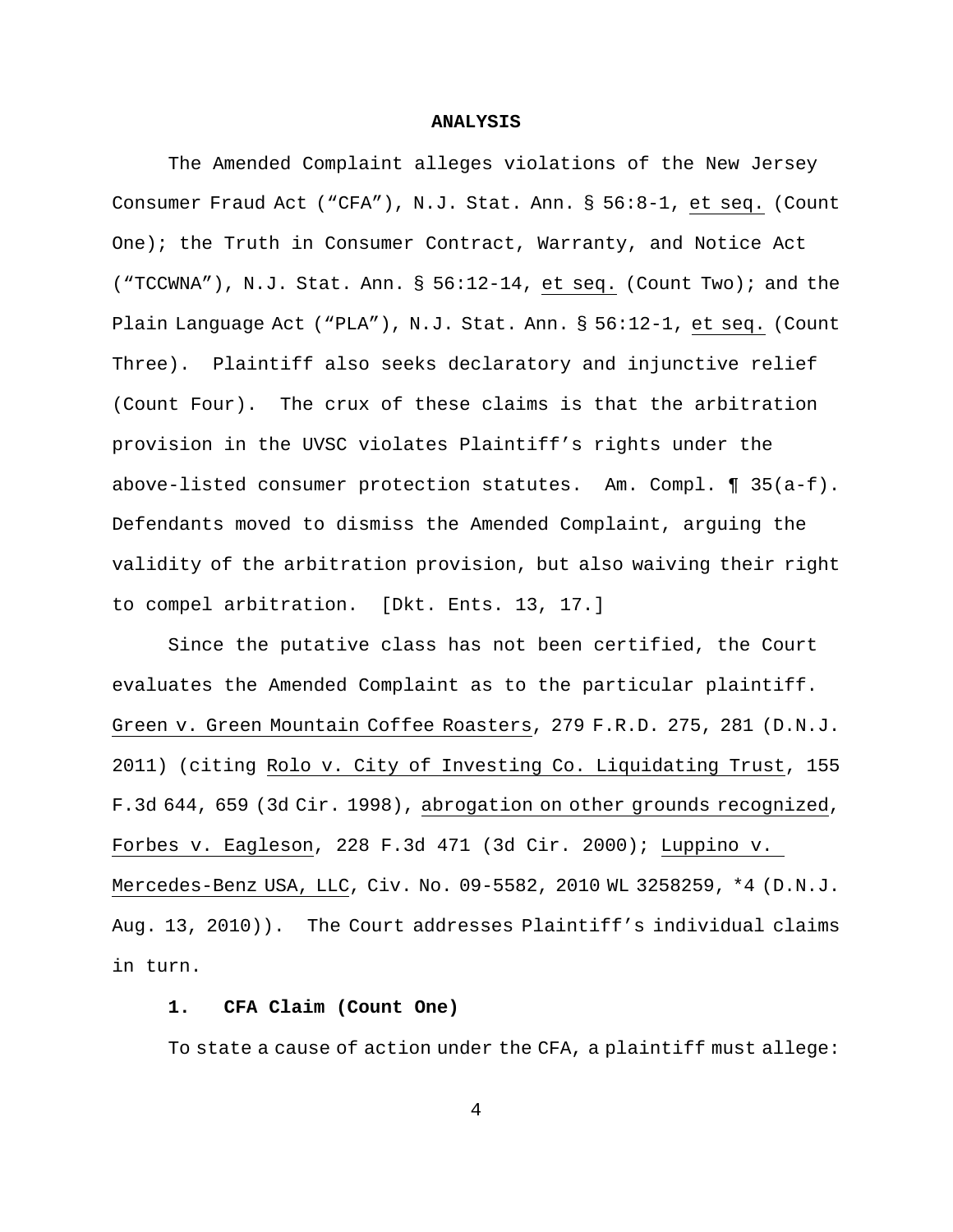## ANALYSIS

The Amended Complaint alleges violations of the New Jersey Consumer Fraud Act ("CFA"), N.J. Stat. Ann. § 56:8-1, et seq. (Count One); the Truth in Consumer Contract, Warranty, and Notice Act ("TCCWNA"), N.J. Stat. Ann. § 56:12-14, et seq. (Count Two); and the Plain Language Act ("PLA"), N.J. Stat. Ann. § 56:12-1, et seq. (Count Three). Plaintiff also seeks declaratory and injunctive relief (Count Four). The crux of these claims is that the arbitration provision in the UVSC violates Plaintiff's rights under the above-listed consumer protection statutes. Am. Compl. ¶ 35(a-f). Defendants moved to dismiss the Amended Complaint, arguing the validity of the arbitration provision, but also waiving their right to compel arbitration. [Dkt. Ents. 13, 17.]

Since the putative class has not been certified, the Court evaluates the Amended Complaint as to the particular plaintiff. Green v. Green Mountain Coffee Roasters, 279 F.R.D. 275, 281 (D.N.J. 2011) (citing Rolo v. City of Investing Co. Liquidating Trust, 155 F.3d 644, 659 (3d Cir. 1998), abrogation on other grounds recognized, Forbes v. Eagleson, 228 F.3d 471 (3d Cir. 2000); Luppino v. Mercedes-Benz USA, LLC, Civ. No. 09-5582, 2010 WL 3258259, *4 (D.N.J. Aug. 13, 2010)). The Court addresses Plaintiff's individual claims in turn.

### 1. CFA Claim (Count One)

To state a cause of action under the CFA, a plaintiff must allege: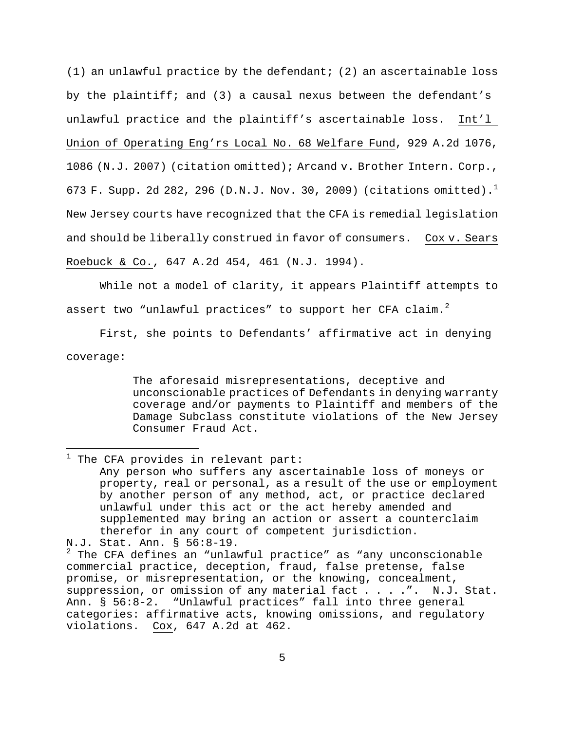(1) an unlawful practice by the defendant; (2) an ascertainable loss by the plaintiff; and (3) a causal nexus between the defendant's unlawful practice and the plaintiff's ascertainable loss. Int'l Union of Operating Eng'rs Local No. 68 Welfare Fund, 929 A.2d 1076, 1086 (N.J. 2007) (citation omitted); Arcand v. Brother Intern. Corp., 673 F. Supp. 2d 282, 296 (D.N.J. Nov. 30, 2009) (citations omitted).[1] New Jersey courts have recognized that the CFA is remedial legislation and should be liberally construed in favor of consumers. Cox v. Sears Roebuck & Co., 647 A.2d 454, 461 (N.J. 1994).

While not a model of clarity, it appears Plaintiff attempts to assert two "unlawful practices" to support her CFA claim.[2]

First, she points to Defendants' affirmative act in denying coverage:

> The aforesaid misrepresentations, deceptive and unconscionable practices of Defendants in denying warranty coverage and/or payments to Plaintiff and members of the Damage Subclass constitute violations of the New Jersey Consumer Fraud Act.

---

[1] The CFA provides in relevant part:

> Any person who suffers any ascertainable loss of moneys or property, real or personal, as a result of the use or employment by another person of any method, act, or practice declared unlawful under this act or the act hereby amended and supplemented may bring an action or assert a counterclaim therefor in any court of competent jurisdiction.

N.J. Stat. Ann. § 56:8-19.

[2] The CFA defines an "unlawful practice" as "any unconscionable commercial practice, deception, fraud, false pretense, false promise, or misrepresentation, or the knowing, concealment, suppression, or omission of any material fact . . . .". N.J. Stat. Ann. § 56:8-2. "Unlawful practices" fall into three general categories: affirmative acts, knowing omissions, and regulatory violations. Cox, 647 A.2d at 462.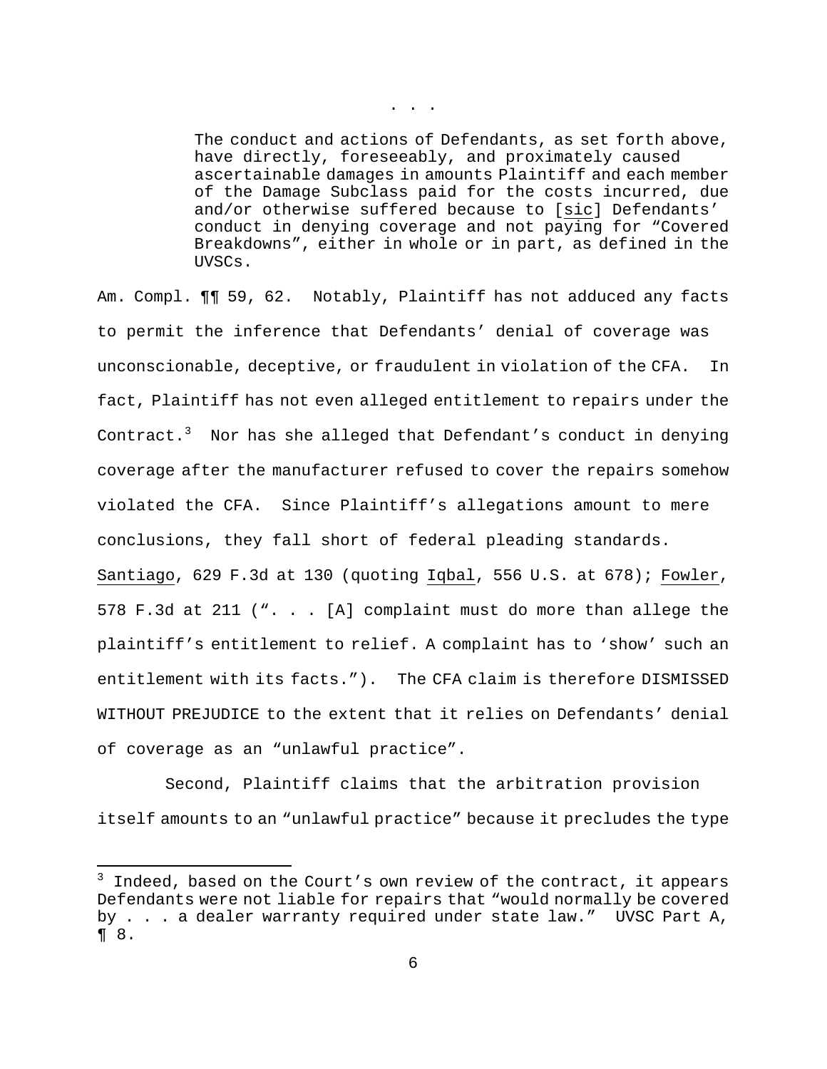. . .

> The conduct and actions of Defendants, as set forth above, have directly, foreseeably, and proximately caused ascertainable damages in amounts Plaintiff and each member of the Damage Subclass paid for the costs incurred, due and/or otherwise suffered because to [sic] Defendants' conduct in denying coverage and not paying for "Covered Breakdowns", either in whole or in part, as defined in the UVSCs.

Am. Compl. ¶¶ 59, 62. Notably, Plaintiff has not adduced any facts to permit the inference that Defendants' denial of coverage was unconscionable, deceptive, or fraudulent in violation of the CFA. In fact, Plaintiff has not even alleged entitlement to repairs under the Contract.[3] Nor has she alleged that Defendant's conduct in denying coverage after the manufacturer refused to cover the repairs somehow violated the CFA. Since Plaintiff's allegations amount to mere conclusions, they fall short of federal pleading standards. Santiago, 629 F.3d at 130 (quoting Iqbal, 556 U.S. at 678); Fowler, 578 F.3d at 211 (". . . [A] complaint must do more than allege the plaintiff's entitlement to relief. A complaint has to 'show' such an entitlement with its facts."). The CFA claim is therefore DISMISSED WITHOUT PREJUDICE to the extent that it relies on Defendants' denial of coverage as an "unlawful practice".

Second, Plaintiff claims that the arbitration provision itself amounts to an "unlawful practice" because it precludes the type

[3] Indeed, based on the Court's own review of the contract, it appears Defendants were not liable for repairs that "would normally be covered by . . . a dealer warranty required under state law." UVSC Part A, ¶ 8.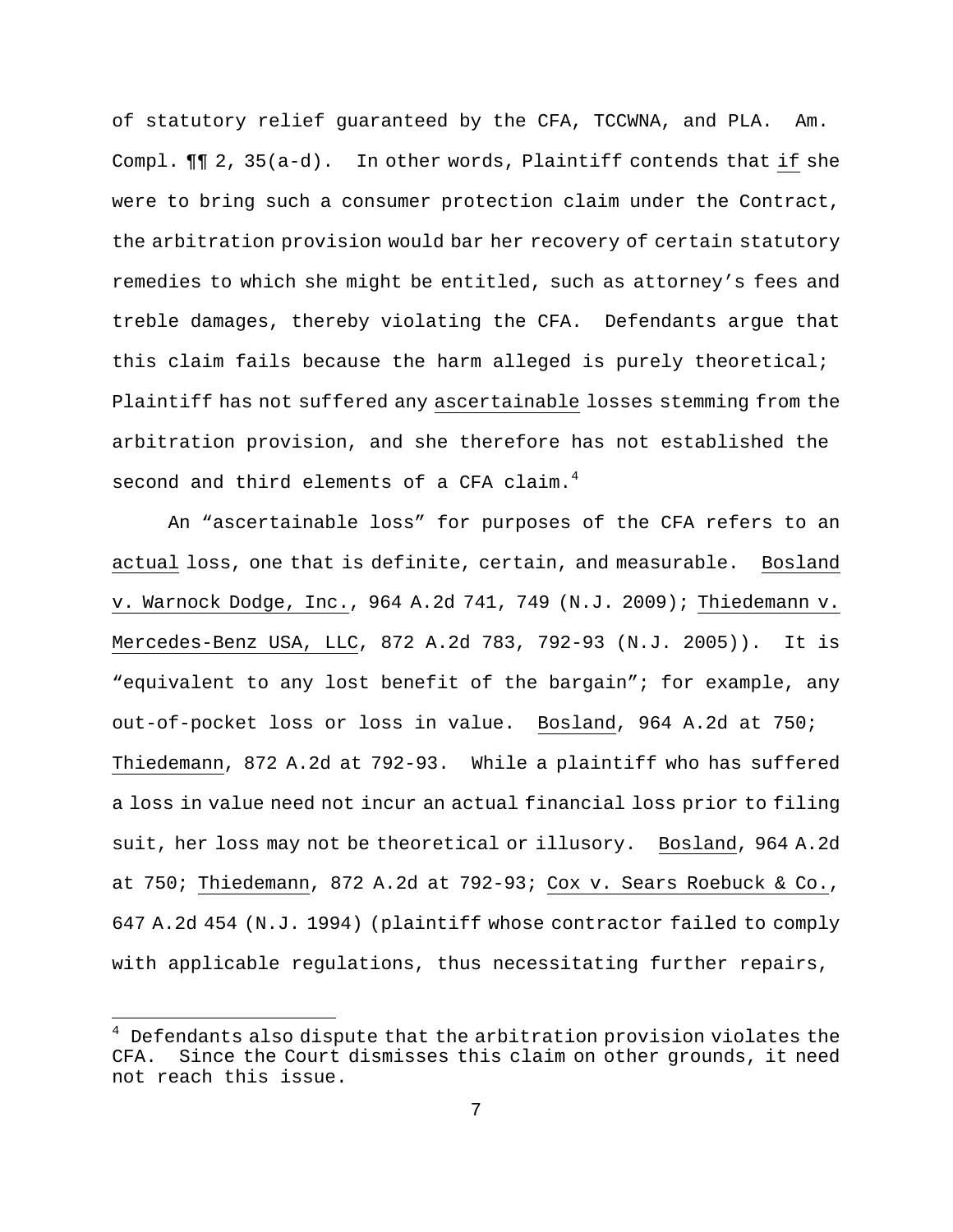of statutory relief guaranteed by the CFA, TCCWNA, and PLA. Am. Compl. ¶¶ 2, 35(a-d). In other words, Plaintiff contends that <u>if</u> she were to bring such a consumer protection claim under the Contract, the arbitration provision would bar her recovery of certain statutory remedies to which she might be entitled, such as attorney's fees and treble damages, thereby violating the CFA. Defendants argue that this claim fails because the harm alleged is purely theoretical; Plaintiff has not suffered any <u>ascertainable</u> losses stemming from the arbitration provision, and she therefore has not established the second and third elements of a CFA claim.[4]

An "ascertainable loss" for purposes of the CFA refers to an <u>actual</u> loss, one that is definite, certain, and measurable. <u>Bosland v. Warnock Dodge, Inc.</u>, 964 A.2d 741, 749 (N.J. 2009); <u>Thiedemann v. Mercedes-Benz USA, LLC</u>, 872 A.2d 783, 792-93 (N.J. 2005)). It is "equivalent to any lost benefit of the bargain"; for example, any out-of-pocket loss or loss in value. <u>Bosland</u>, 964 A.2d at 750; <u>Thiedemann</u>, 872 A.2d at 792-93. While a plaintiff who has suffered a loss in value need not incur an actual financial loss prior to filing suit, her loss may not be theoretical or illusory. <u>Bosland</u>, 964 A.2d at 750; <u>Thiedemann</u>, 872 A.2d at 792-93; <u>Cox v. Sears Roebuck & Co.</u>, 647 A.2d 454 (N.J. 1994) (plaintiff whose contractor failed to comply with applicable regulations, thus necessitating further repairs,

---

[4] Defendants also dispute that the arbitration provision violates the CFA. Since the Court dismisses this claim on other grounds, it need not reach this issue.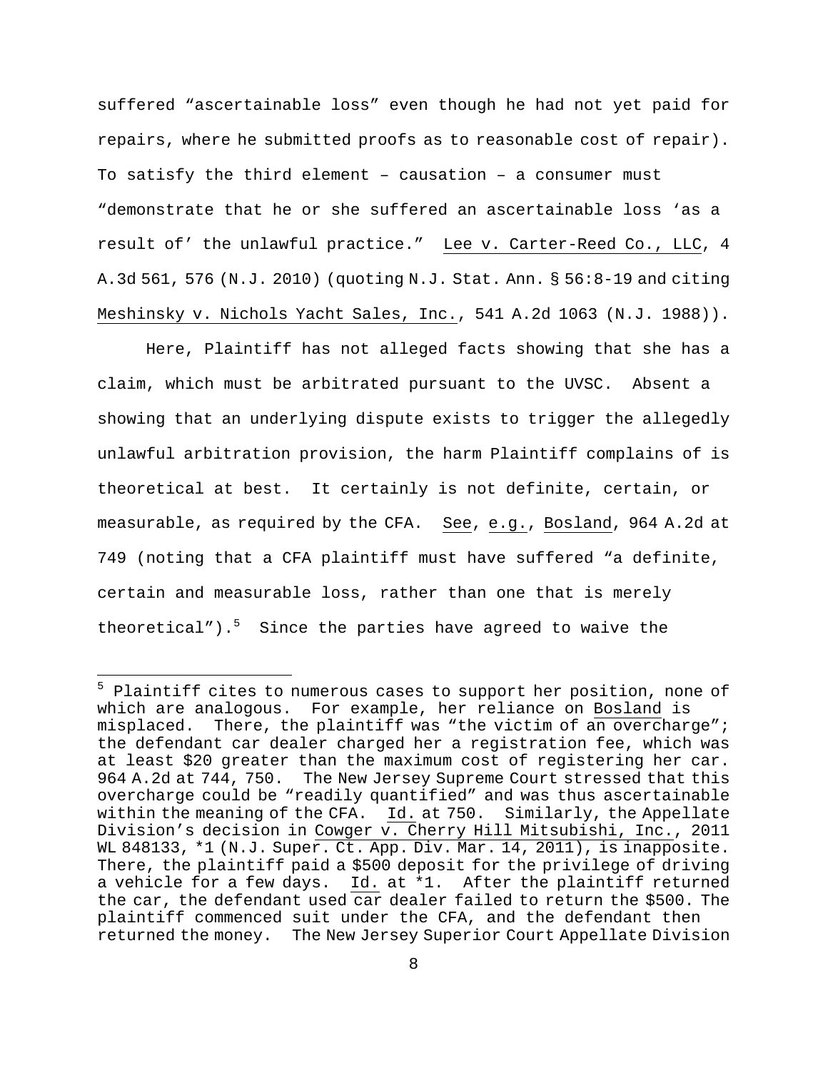suffered "ascertainable loss" even though he had not yet paid for repairs, where he submitted proofs as to reasonable cost of repair). To satisfy the third element – causation – a consumer must "demonstrate that he or she suffered an ascertainable loss 'as a result of' the unlawful practice." Lee v. Carter-Reed Co., LLC, 4 A.3d 561, 576 (N.J. 2010) (quoting N.J. Stat. Ann. § 56:8-19 and citing Meshinsky v. Nichols Yacht Sales, Inc., 541 A.2d 1063 (N.J. 1988)).

Here, Plaintiff has not alleged facts showing that she has a claim, which must be arbitrated pursuant to the UVSC. Absent a showing that an underlying dispute exists to trigger the allegedly unlawful arbitration provision, the harm Plaintiff complains of is theoretical at best. It certainly is not definite, certain, or measurable, as required by the CFA. See, e.g., Bosland, 964 A.2d at 749 (noting that a CFA plaintiff must have suffered "a definite, certain and measurable loss, rather than one that is merely theoretical").[5] Since the parties have agreed to waive the

[5] Plaintiff cites to numerous cases to support her position, none of which are analogous. For example, her reliance on Bosland is misplaced. There, the plaintiff was "the victim of an overcharge"; the defendant car dealer charged her a registration fee, which was at least $20 greater than the maximum cost of registering her car. 964 A.2d at 744, 750. The New Jersey Supreme Court stressed that this overcharge could be "readily quantified" and was thus ascertainable within the meaning of the CFA. Id. at 750. Similarly, the Appellate Division's decision in Cowger v. Cherry Hill Mitsubishi, Inc., 2011 WL 848133, *1 (N.J. Super. Ct. App. Div. Mar. 14, 2011), is inapposite. There, the plaintiff paid a $500 deposit for the privilege of driving a vehicle for a few days. Id. at *1. After the plaintiff returned the car, the defendant used car dealer failed to return the $500. The plaintiff commenced suit under the CFA, and the defendant then returned the money. The New Jersey Superior Court Appellate Division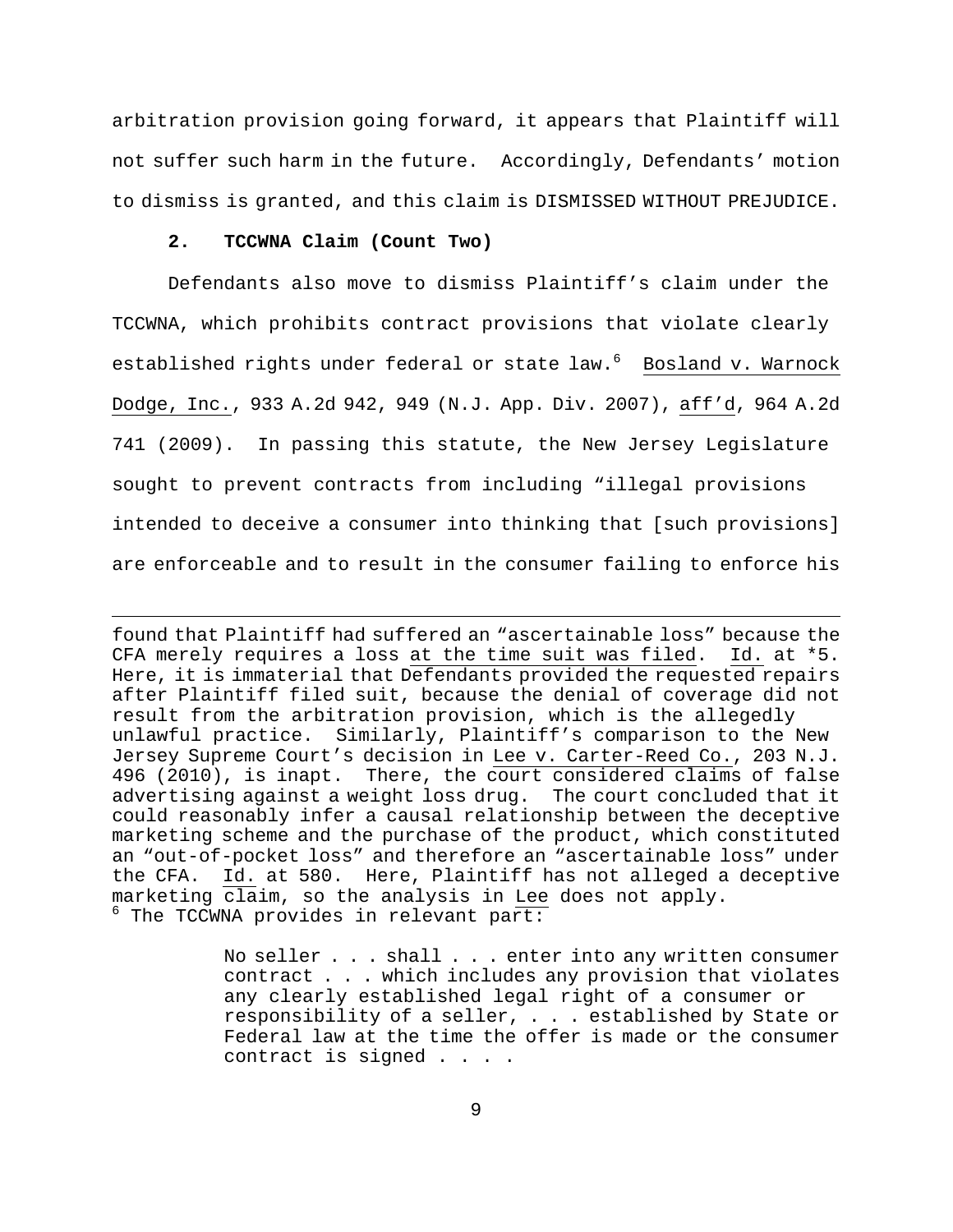arbitration provision going forward, it appears that Plaintiff will not suffer such harm in the future. Accordingly, Defendants' motion to dismiss is granted, and this claim is DISMISSED WITHOUT PREJUDICE.

**2. TCCWNA Claim (Count Two)**

Defendants also move to dismiss Plaintiff's claim under the TCCWNA, which prohibits contract provisions that violate clearly established rights under federal or state law.[6] Bosland v. Warnock Dodge, Inc., 933 A.2d 942, 949 (N.J. App. Div. 2007), aff'd, 964 A.2d 741 (2009). In passing this statute, the New Jersey Legislature sought to prevent contracts from including "illegal provisions intended to deceive a consumer into thinking that [such provisions] are enforceable and to result in the consumer failing to enforce his

---

found that Plaintiff had suffered an "ascertainable loss" because the CFA merely requires a loss at the time suit was filed. Id. at *5. Here, it is immaterial that Defendants provided the requested repairs after Plaintiff filed suit, because the denial of coverage did not result from the arbitration provision, which is the allegedly unlawful practice. Similarly, Plaintiff's comparison to the New Jersey Supreme Court's decision in Lee v. Carter-Reed Co., 203 N.J. 496 (2010), is inapt. There, the court considered claims of false advertising against a weight loss drug. The court concluded that it could reasonably infer a causal relationship between the deceptive marketing scheme and the purchase of the product, which constituted an "out-of-pocket loss" and therefore an "ascertainable loss" under the CFA. Id. at 580. Here, Plaintiff has not alleged a deceptive marketing claim, so the analysis in Lee does not apply.

[6] The TCCWNA provides in relevant part:

> No seller . . . shall . . . enter into any written consumer contract . . . which includes any provision that violates any clearly established legal right of a consumer or responsibility of a seller, . . . established by State or Federal law at the time the offer is made or the consumer contract is signed . . . .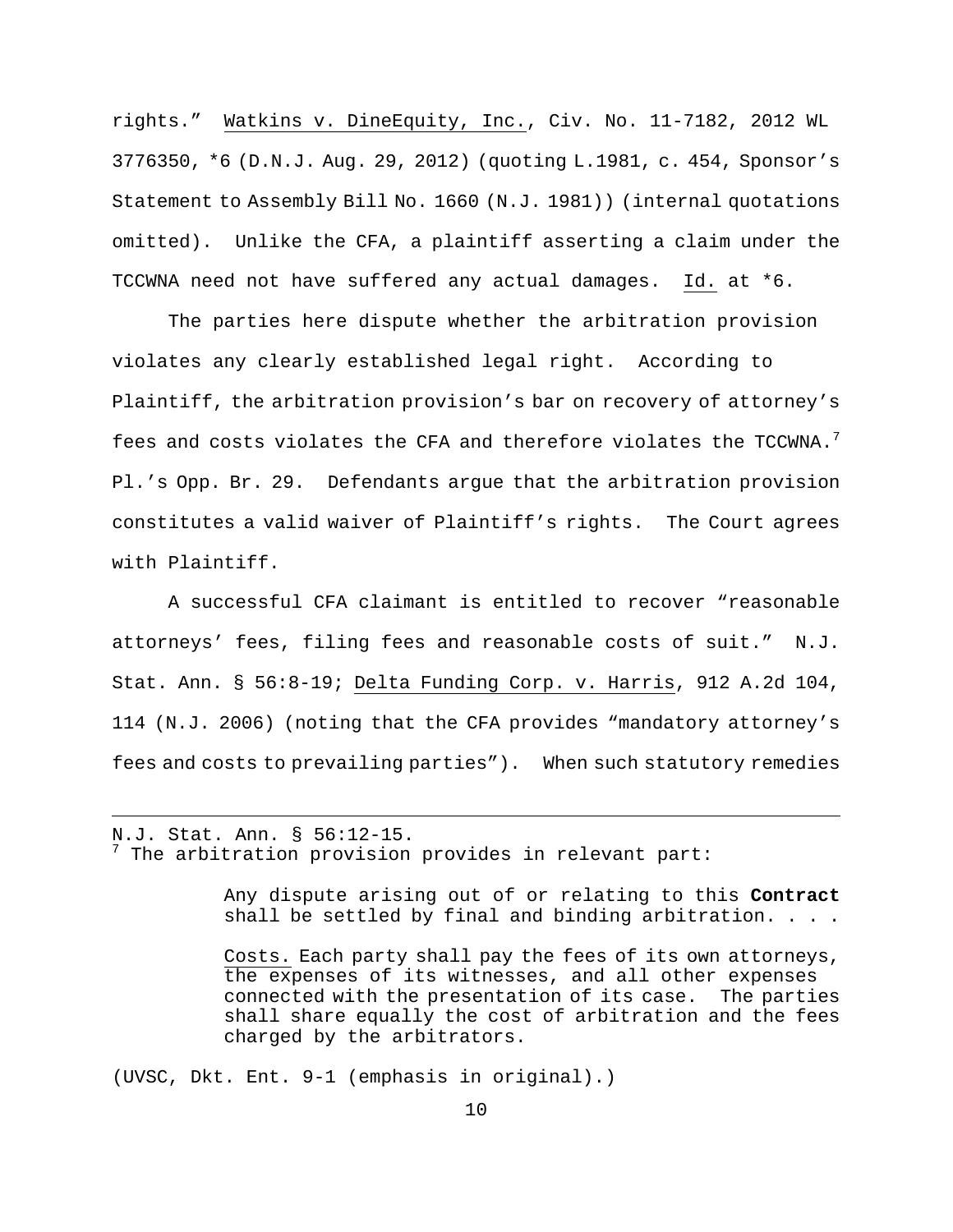rights." Watkins v. DineEquity, Inc., Civ. No. 11-7182, 2012 WL 3776350, *6 (D.N.J. Aug. 29, 2012) (quoting L.1981, c. 454, Sponsor's Statement to Assembly Bill No. 1660 (N.J. 1981)) (internal quotations omitted). Unlike the CFA, a plaintiff asserting a claim under the TCCWNA need not have suffered any actual damages. Id. at *6.

The parties here dispute whether the arbitration provision violates any clearly established legal right. According to Plaintiff, the arbitration provision's bar on recovery of attorney's fees and costs violates the CFA and therefore violates the TCCWNA.[7] Pl.'s Opp. Br. 29. Defendants argue that the arbitration provision constitutes a valid waiver of Plaintiff's rights. The Court agrees with Plaintiff.

A successful CFA claimant is entitled to recover "reasonable attorneys' fees, filing fees and reasonable costs of suit." N.J. Stat. Ann. § 56:8-19; Delta Funding Corp. v. Harris, 912 A.2d 104, 114 (N.J. 2006) (noting that the CFA provides "mandatory attorney's fees and costs to prevailing parties"). When such statutory remedies

---

N.J. Stat. Ann. § 56:12-15.

[7] The arbitration provision provides in relevant part:

> Any dispute arising out of or relating to this **Contract** shall be settled by final and binding arbitration. . . .
>
> Costs. Each party shall pay the fees of its own attorneys, the expenses of its witnesses, and all other expenses connected with the presentation of its case. The parties shall share equally the cost of arbitration and the fees charged by the arbitrators.

(UVSC, Dkt. Ent. 9-1 (emphasis in original).)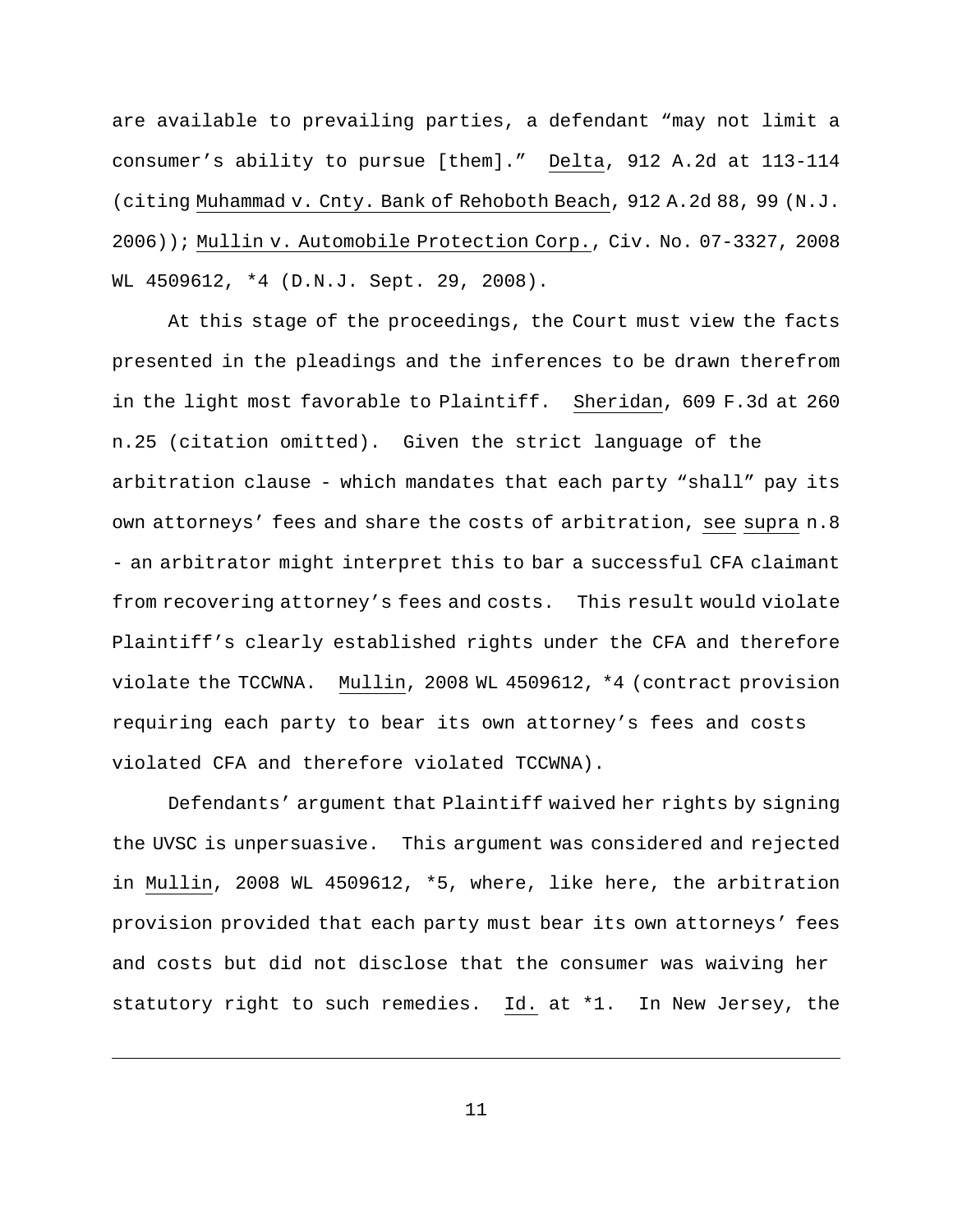are available to prevailing parties, a defendant "may not limit a consumer's ability to pursue [them]." Delta, 912 A.2d at 113-114 (citing Muhammad v. Cnty. Bank of Rehoboth Beach, 912 A.2d 88, 99 (N.J. 2006)); Mullin v. Automobile Protection Corp., Civ. No. 07-3327, 2008 WL 4509612, *4 (D.N.J. Sept. 29, 2008).

At this stage of the proceedings, the Court must view the facts presented in the pleadings and the inferences to be drawn therefrom in the light most favorable to Plaintiff. Sheridan, 609 F.3d at 260 n.25 (citation omitted). Given the strict language of the arbitration clause - which mandates that each party "shall" pay its own attorneys' fees and share the costs of arbitration, see supra n.8 - an arbitrator might interpret this to bar a successful CFA claimant from recovering attorney's fees and costs. This result would violate Plaintiff's clearly established rights under the CFA and therefore violate the TCCWNA. Mullin, 2008 WL 4509612, *4 (contract provision requiring each party to bear its own attorney's fees and costs violated CFA and therefore violated TCCWNA).

Defendants' argument that Plaintiff waived her rights by signing the UVSC is unpersuasive. This argument was considered and rejected in Mullin, 2008 WL 4509612, *5, where, like here, the arbitration provision provided that each party must bear its own attorneys' fees and costs but did not disclose that the consumer was waiving her statutory right to such remedies. Id. at *1. In New Jersey, the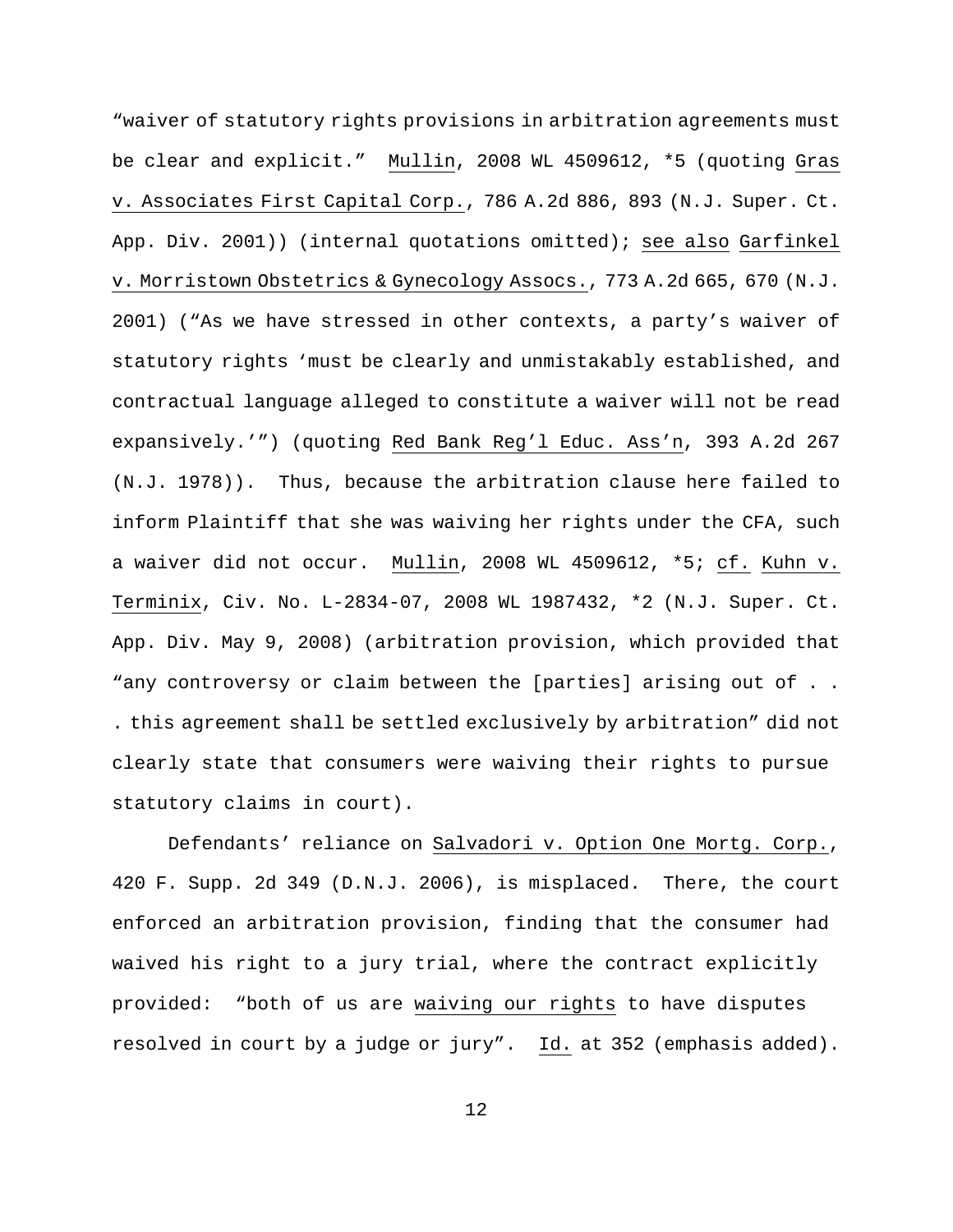"waiver of statutory rights provisions in arbitration agreements must be clear and explicit." Mullin, 2008 WL 4509612, *5 (quoting Gras v. Associates First Capital Corp., 786 A.2d 886, 893 (N.J. Super. Ct. App. Div. 2001)) (internal quotations omitted); see also Garfinkel v. Morristown Obstetrics & Gynecology Assocs., 773 A.2d 665, 670 (N.J. 2001) ("As we have stressed in other contexts, a party's waiver of statutory rights 'must be clearly and unmistakably established, and contractual language alleged to constitute a waiver will not be read expansively.'") (quoting Red Bank Reg'l Educ. Ass'n, 393 A.2d 267 (N.J. 1978)). Thus, because the arbitration clause here failed to inform Plaintiff that she was waiving her rights under the CFA, such a waiver did not occur. Mullin, 2008 WL 4509612, *5; cf. Kuhn v. Terminix, Civ. No. L-2834-07, 2008 WL 1987432, *2 (N.J. Super. Ct. App. Div. May 9, 2008) (arbitration provision, which provided that "any controversy or claim between the [parties] arising out of . . . this agreement shall be settled exclusively by arbitration" did not clearly state that consumers were waiving their rights to pursue statutory claims in court).

Defendants' reliance on Salvadori v. Option One Mortg. Corp., 420 F. Supp. 2d 349 (D.N.J. 2006), is misplaced. There, the court enforced an arbitration provision, finding that the consumer had waived his right to a jury trial, where the contract explicitly provided: "both of us are waiving our rights to have disputes resolved in court by a judge or jury". Id. at 352 (emphasis added).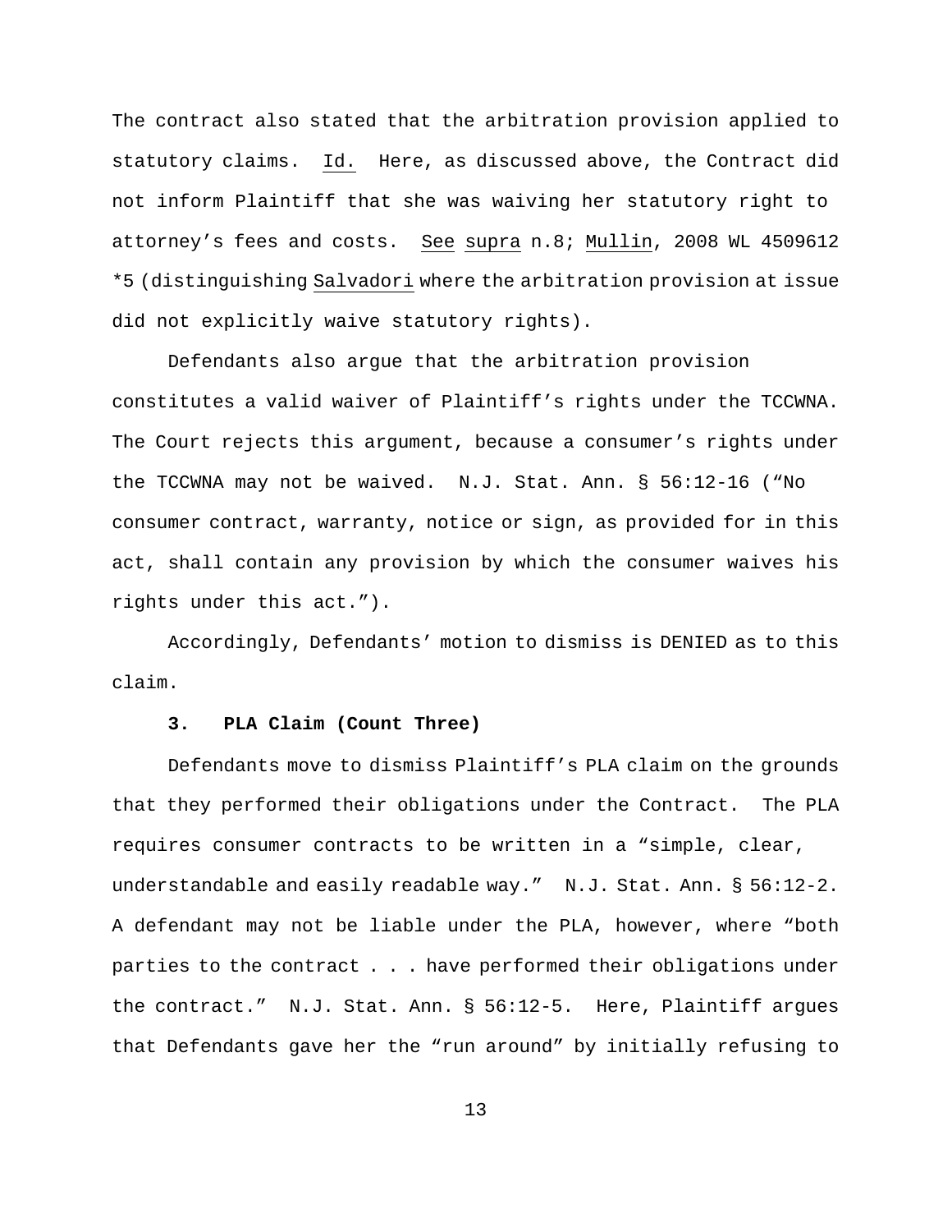The contract also stated that the arbitration provision applied to statutory claims. Id. Here, as discussed above, the Contract did not inform Plaintiff that she was waiving her statutory right to attorney's fees and costs. See supra n.8; Mullin, 2008 WL 4509612 *5 (distinguishing Salvadori where the arbitration provision at issue did not explicitly waive statutory rights).

Defendants also argue that the arbitration provision constitutes a valid waiver of Plaintiff's rights under the TCCWNA. The Court rejects this argument, because a consumer's rights under the TCCWNA may not be waived. N.J. Stat. Ann. § 56:12-16 ("No consumer contract, warranty, notice or sign, as provided for in this act, shall contain any provision by which the consumer waives his rights under this act.").

Accordingly, Defendants' motion to dismiss is DENIED as to this claim.

### 3. PLA Claim (Count Three)

Defendants move to dismiss Plaintiff's PLA claim on the grounds that they performed their obligations under the Contract. The PLA requires consumer contracts to be written in a "simple, clear, understandable and easily readable way." N.J. Stat. Ann. § 56:12-2. A defendant may not be liable under the PLA, however, where "both parties to the contract . . . have performed their obligations under the contract." N.J. Stat. Ann. § 56:12-5. Here, Plaintiff argues that Defendants gave her the "run around" by initially refusing to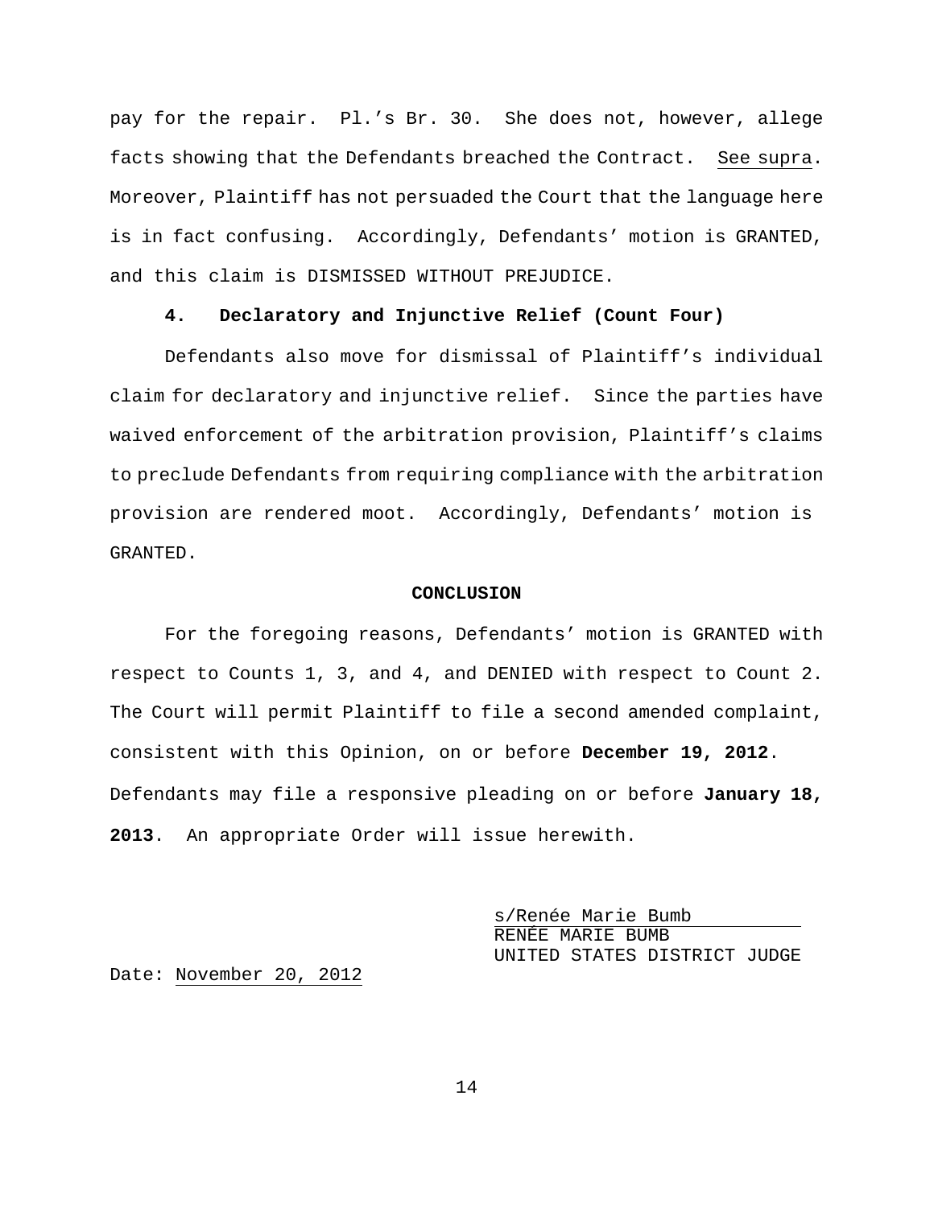pay for the repair. Pl.'s Br. 30. She does not, however, allege facts showing that the Defendants breached the Contract. See supra. Moreover, Plaintiff has not persuaded the Court that the language here is in fact confusing. Accordingly, Defendants' motion is GRANTED, and this claim is DISMISSED WITHOUT PREJUDICE.

**4. Declaratory and Injunctive Relief (Count Four)**

Defendants also move for dismissal of Plaintiff's individual claim for declaratory and injunctive relief. Since the parties have waived enforcement of the arbitration provision, Plaintiff's claims to preclude Defendants from requiring compliance with the arbitration provision are rendered moot. Accordingly, Defendants' motion is GRANTED.

**CONCLUSION**

For the foregoing reasons, Defendants' motion is GRANTED with respect to Counts 1, 3, and 4, and DENIED with respect to Count 2. The Court will permit Plaintiff to file a second amended complaint, consistent with this Opinion, on or before **December 19, 2012**. Defendants may file a responsive pleading on or before **January 18, 2013**. An appropriate Order will issue herewith.

s/Renée Marie Bumb
RENÉE MARIE BUMB
UNITED STATES DISTRICT JUDGE

Date: November 20, 2012